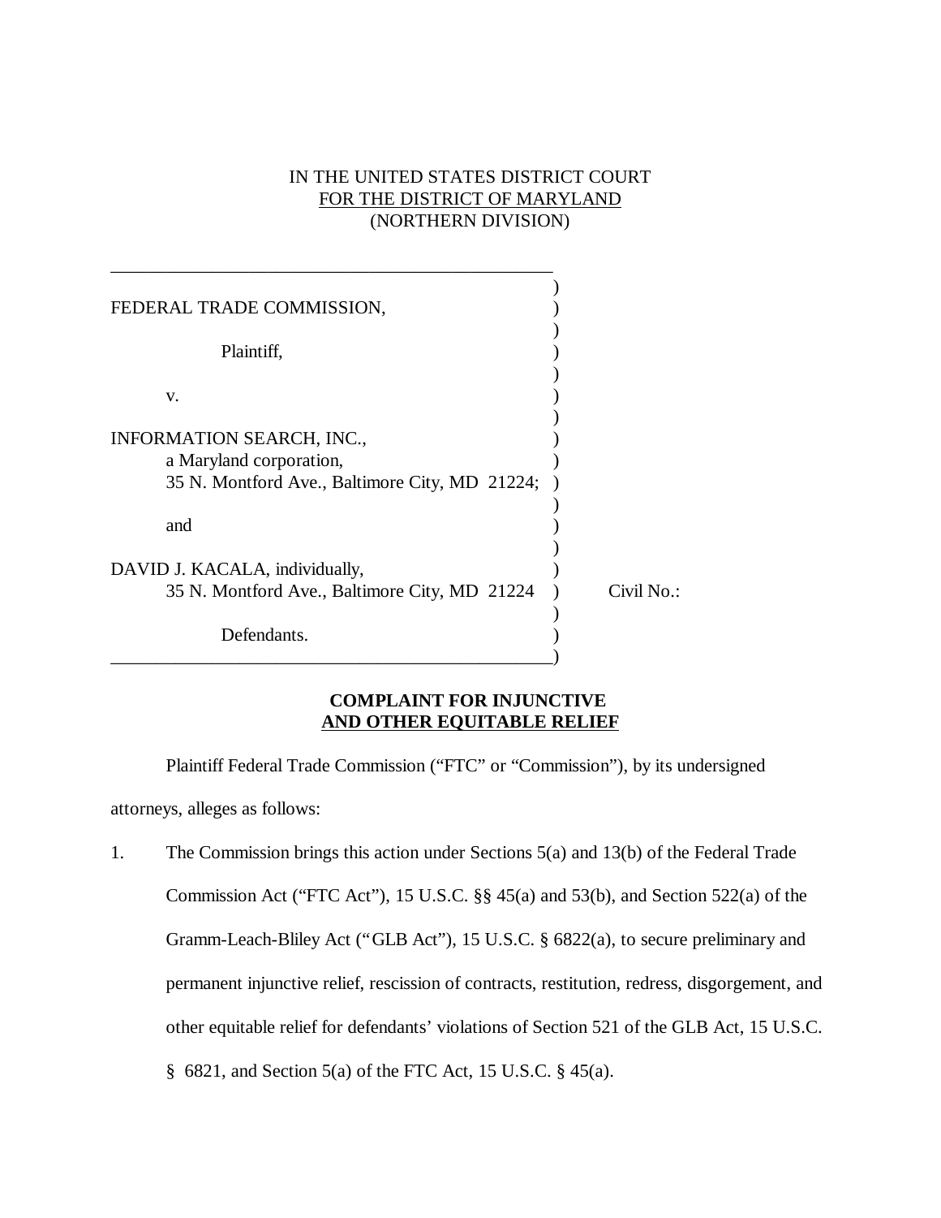IN THE UNITED STATES DISTRICT COURT
FOR THE DISTRICT OF MARYLAND
(NORTHERN DIVISION)

FEDERAL TRADE COMMISSION,

Plaintiff,

v.

INFORMATION SEARCH, INC.,
a Maryland corporation,
35 N. Montford Ave., Baltimore City, MD 21224;

and

DAVID J. KACALA, individually,
35 N. Montford Ave., Baltimore City, MD 21224

Defendants.

Civil No.:

**COMPLAINT FOR INJUNCTIVE AND OTHER EQUITABLE RELIEF**

Plaintiff Federal Trade Commission ("FTC" or "Commission"), by its undersigned attorneys, alleges as follows:

1. The Commission brings this action under Sections 5(a) and 13(b) of the Federal Trade Commission Act ("FTC Act"), 15 U.S.C. §§ 45(a) and 53(b), and Section 522(a) of the Gramm-Leach-Bliley Act ("GLB Act"), 15 U.S.C. § 6822(a), to secure preliminary and permanent injunctive relief, rescission of contracts, restitution, redress, disgorgement, and other equitable relief for defendants' violations of Section 521 of the GLB Act, 15 U.S.C. § 6821, and Section 5(a) of the FTC Act, 15 U.S.C. § 45(a).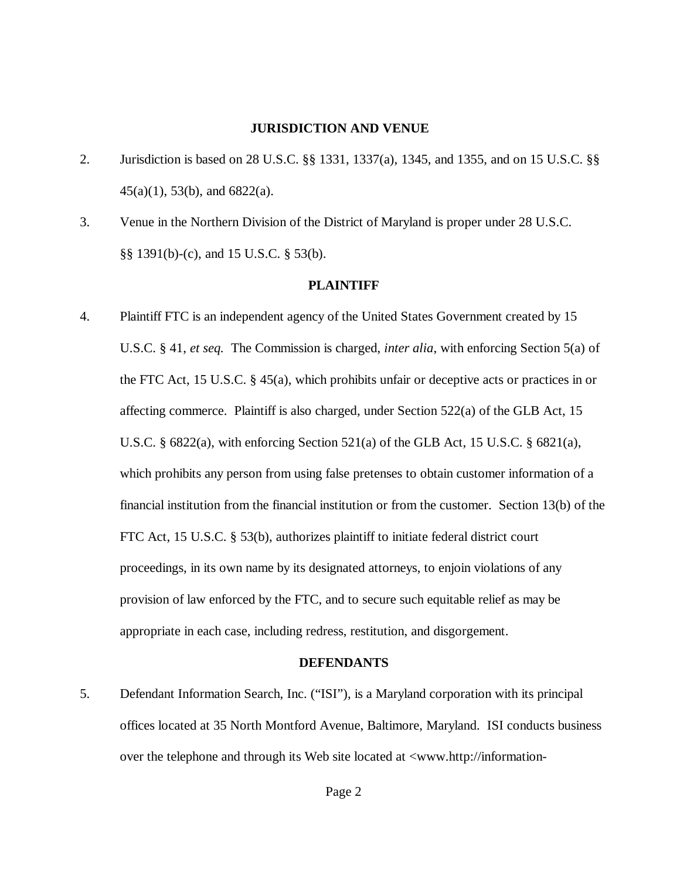## JURISDICTION AND VENUE

2. Jurisdiction is based on 28 U.S.C. §§ 1331, 1337(a), 1345, and 1355, and on 15 U.S.C. §§ 45(a)(1), 53(b), and 6822(a).

3. Venue in the Northern Division of the District of Maryland is proper under 28 U.S.C. §§ 1391(b)-(c), and 15 U.S.C. § 53(b).

## PLAINTIFF

4. Plaintiff FTC is an independent agency of the United States Government created by 15 U.S.C. § 41, *et seq.* The Commission is charged, *inter alia*, with enforcing Section 5(a) of the FTC Act, 15 U.S.C. § 45(a), which prohibits unfair or deceptive acts or practices in or affecting commerce. Plaintiff is also charged, under Section 522(a) of the GLB Act, 15 U.S.C. § 6822(a), with enforcing Section 521(a) of the GLB Act, 15 U.S.C. § 6821(a), which prohibits any person from using false pretenses to obtain customer information of a financial institution from the financial institution or from the customer. Section 13(b) of the FTC Act, 15 U.S.C. § 53(b), authorizes plaintiff to initiate federal district court proceedings, in its own name by its designated attorneys, to enjoin violations of any provision of law enforced by the FTC, and to secure such equitable relief as may be appropriate in each case, including redress, restitution, and disgorgement.

## DEFENDANTS

5. Defendant Information Search, Inc. ("ISI"), is a Maryland corporation with its principal offices located at 35 North Montford Avenue, Baltimore, Maryland. ISI conducts business over the telephone and through its Web site located at <www.http://information-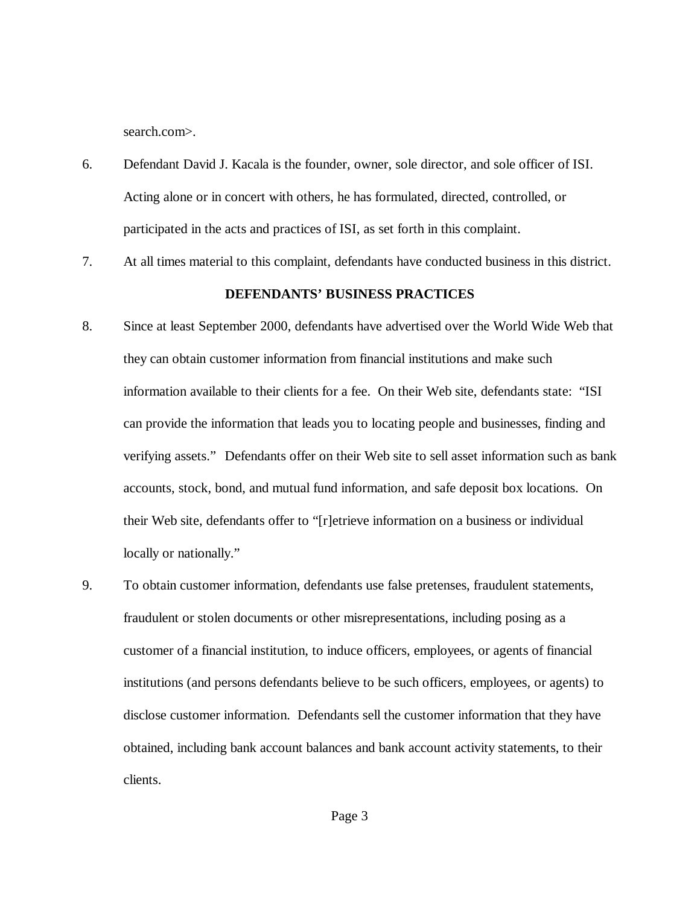search.com>.

6. Defendant David J. Kacala is the founder, owner, sole director, and sole officer of ISI. Acting alone or in concert with others, he has formulated, directed, controlled, or participated in the acts and practices of ISI, as set forth in this complaint.

7. At all times material to this complaint, defendants have conducted business in this district.

**DEFENDANTS' BUSINESS PRACTICES**

8. Since at least September 2000, defendants have advertised over the World Wide Web that they can obtain customer information from financial institutions and make such information available to their clients for a fee. On their Web site, defendants state: "ISI can provide the information that leads you to locating people and businesses, finding and verifying assets." Defendants offer on their Web site to sell asset information such as bank accounts, stock, bond, and mutual fund information, and safe deposit box locations. On their Web site, defendants offer to "[r]etrieve information on a business or individual locally or nationally."

9. To obtain customer information, defendants use false pretenses, fraudulent statements, fraudulent or stolen documents or other misrepresentations, including posing as a customer of a financial institution, to induce officers, employees, or agents of financial institutions (and persons defendants believe to be such officers, employees, or agents) to disclose customer information. Defendants sell the customer information that they have obtained, including bank account balances and bank account activity statements, to their clients.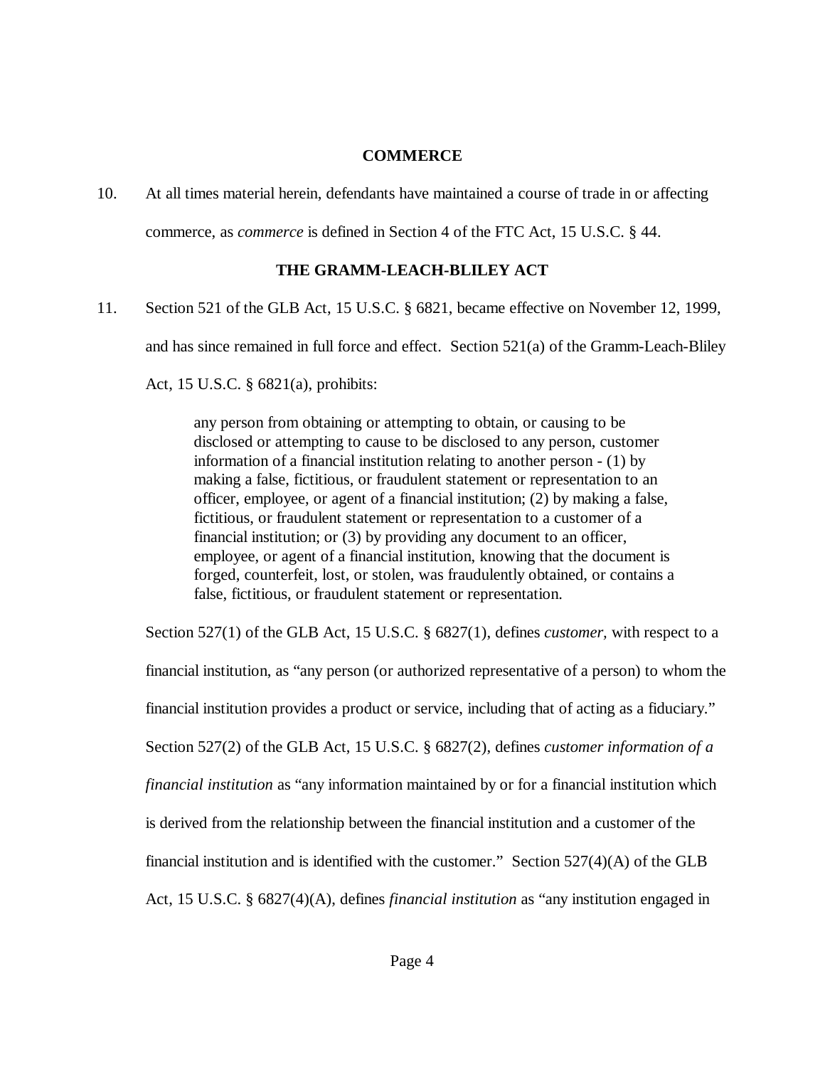**COMMERCE**

10. At all times material herein, defendants have maintained a course of trade in or affecting commerce, as *commerce* is defined in Section 4 of the FTC Act, 15 U.S.C. § 44.

**THE GRAMM-LEACH-BLILEY ACT**

11. Section 521 of the GLB Act, 15 U.S.C. § 6821, became effective on November 12, 1999, and has since remained in full force and effect. Section 521(a) of the Gramm-Leach-Bliley Act, 15 U.S.C. § 6821(a), prohibits:

> any person from obtaining or attempting to obtain, or causing to be disclosed or attempting to cause to be disclosed to any person, customer information of a financial institution relating to another person - (1) by making a false, fictitious, or fraudulent statement or representation to an officer, employee, or agent of a financial institution; (2) by making a false, fictitious, or fraudulent statement or representation to a customer of a financial institution; or (3) by providing any document to an officer, employee, or agent of a financial institution, knowing that the document is forged, counterfeit, lost, or stolen, was fraudulently obtained, or contains a false, fictitious, or fraudulent statement or representation.

Section 527(1) of the GLB Act, 15 U.S.C. § 6827(1), defines *customer,* with respect to a financial institution, as "any person (or authorized representative of a person) to whom the financial institution provides a product or service, including that of acting as a fiduciary." Section 527(2) of the GLB Act, 15 U.S.C. § 6827(2), defines *customer information of a financial institution* as "any information maintained by or for a financial institution which is derived from the relationship between the financial institution and a customer of the financial institution and is identified with the customer." Section 527(4)(A) of the GLB Act, 15 U.S.C. § 6827(4)(A), defines *financial institution* as "any institution engaged in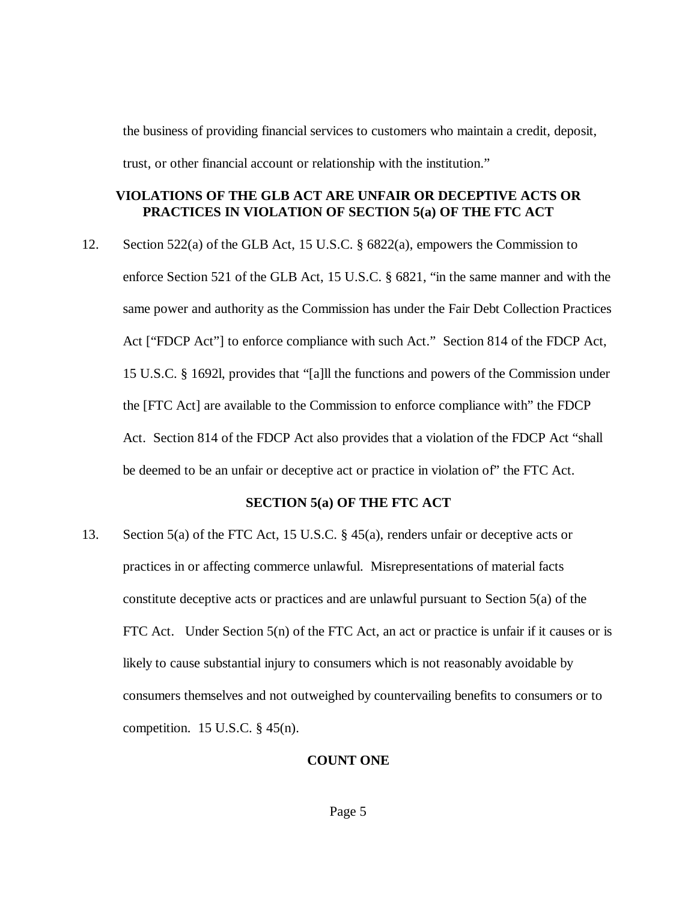the business of providing financial services to customers who maintain a credit, deposit, trust, or other financial account or relationship with the institution."

**VIOLATIONS OF THE GLB ACT ARE UNFAIR OR DECEPTIVE ACTS OR PRACTICES IN VIOLATION OF SECTION 5(a) OF THE FTC ACT**

12. Section 522(a) of the GLB Act, 15 U.S.C. § 6822(a), empowers the Commission to enforce Section 521 of the GLB Act, 15 U.S.C. § 6821, "in the same manner and with the same power and authority as the Commission has under the Fair Debt Collection Practices Act ["FDCP Act"] to enforce compliance with such Act." Section 814 of the FDCP Act, 15 U.S.C. § 1692l, provides that "[a]ll the functions and powers of the Commission under the [FTC Act] are available to the Commission to enforce compliance with" the FDCP Act. Section 814 of the FDCP Act also provides that a violation of the FDCP Act "shall be deemed to be an unfair or deceptive act or practice in violation of" the FTC Act.

**SECTION 5(a) OF THE FTC ACT**

13. Section 5(a) of the FTC Act, 15 U.S.C. § 45(a), renders unfair or deceptive acts or practices in or affecting commerce unlawful. Misrepresentations of material facts constitute deceptive acts or practices and are unlawful pursuant to Section 5(a) of the FTC Act. Under Section 5(n) of the FTC Act, an act or practice is unfair if it causes or is likely to cause substantial injury to consumers which is not reasonably avoidable by consumers themselves and not outweighed by countervailing benefits to consumers or to competition. 15 U.S.C. § 45(n).

**COUNT ONE**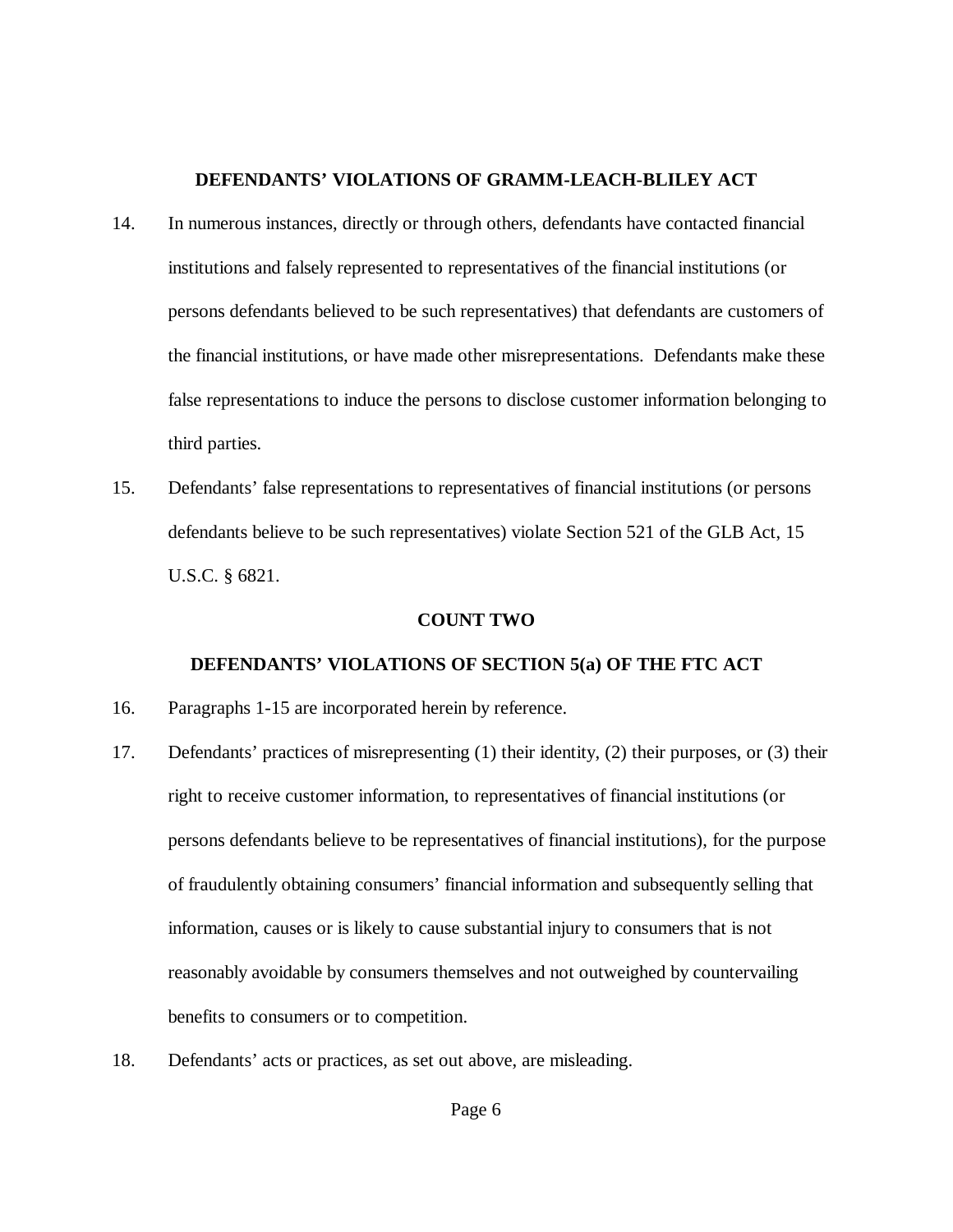## DEFENDANTS' VIOLATIONS OF GRAMM-LEACH-BLILEY ACT

14. In numerous instances, directly or through others, defendants have contacted financial institutions and falsely represented to representatives of the financial institutions (or persons defendants believed to be such representatives) that defendants are customers of the financial institutions, or have made other misrepresentations. Defendants make these false representations to induce the persons to disclose customer information belonging to third parties.

15. Defendants' false representations to representatives of financial institutions (or persons defendants believe to be such representatives) violate Section 521 of the GLB Act, 15 U.S.C. § 6821.

## COUNT TWO

## DEFENDANTS' VIOLATIONS OF SECTION 5(a) OF THE FTC ACT

16. Paragraphs 1-15 are incorporated herein by reference.

17. Defendants' practices of misrepresenting (1) their identity, (2) their purposes, or (3) their right to receive customer information, to representatives of financial institutions (or persons defendants believe to be representatives of financial institutions), for the purpose of fraudulently obtaining consumers' financial information and subsequently selling that information, causes or is likely to cause substantial injury to consumers that is not reasonably avoidable by consumers themselves and not outweighed by countervailing benefits to consumers or to competition.

18. Defendants' acts or practices, as set out above, are misleading.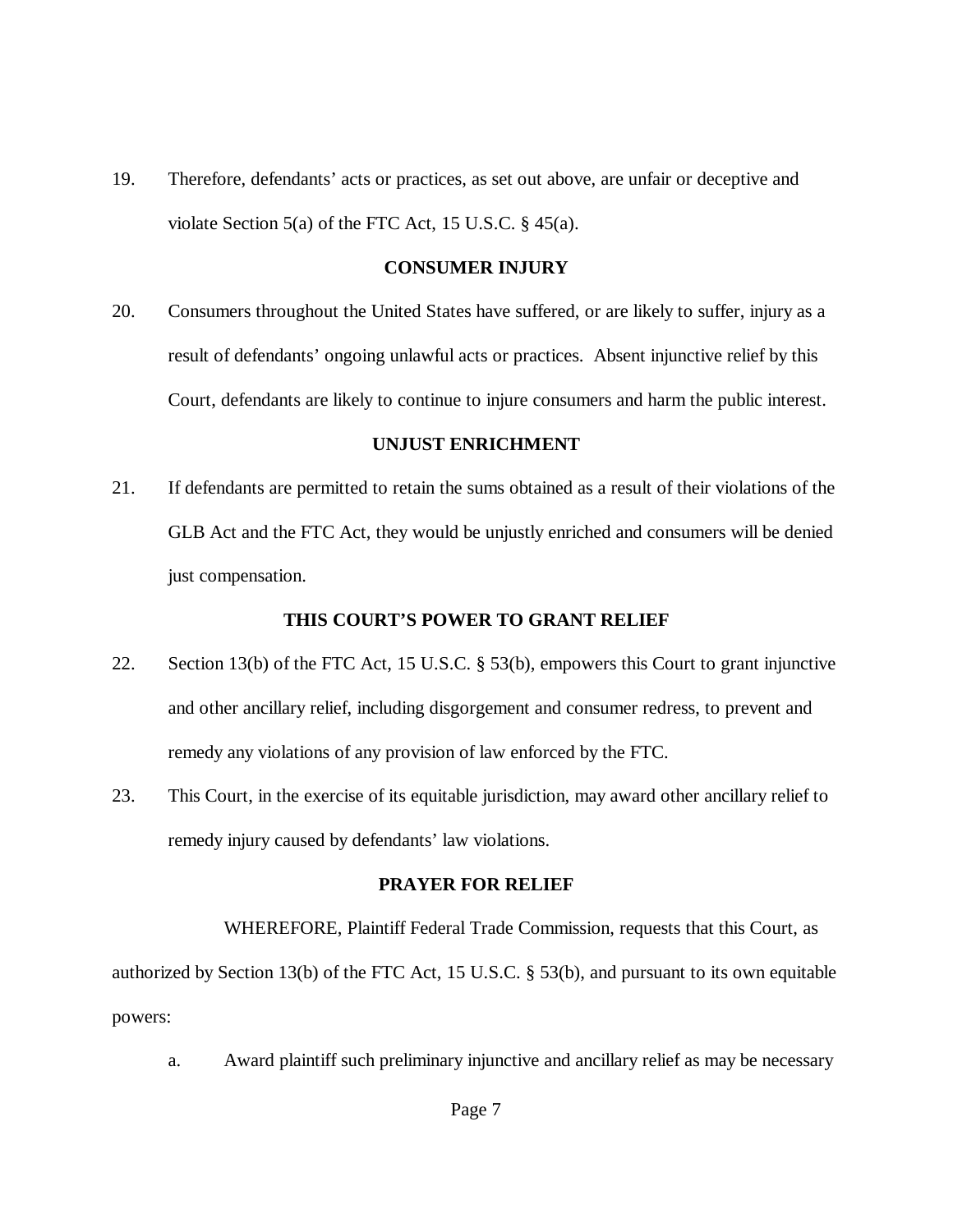19. Therefore, defendants' acts or practices, as set out above, are unfair or deceptive and violate Section 5(a) of the FTC Act, 15 U.S.C. § 45(a).

## CONSUMER INJURY

20. Consumers throughout the United States have suffered, or are likely to suffer, injury as a result of defendants' ongoing unlawful acts or practices. Absent injunctive relief by this Court, defendants are likely to continue to injure consumers and harm the public interest.

## UNJUST ENRICHMENT

21. If defendants are permitted to retain the sums obtained as a result of their violations of the GLB Act and the FTC Act, they would be unjustly enriched and consumers will be denied just compensation.

## THIS COURT'S POWER TO GRANT RELIEF

22. Section 13(b) of the FTC Act, 15 U.S.C. § 53(b), empowers this Court to grant injunctive and other ancillary relief, including disgorgement and consumer redress, to prevent and remedy any violations of any provision of law enforced by the FTC.

23. This Court, in the exercise of its equitable jurisdiction, may award other ancillary relief to remedy injury caused by defendants' law violations.

## PRAYER FOR RELIEF

WHEREFORE, Plaintiff Federal Trade Commission, requests that this Court, as authorized by Section 13(b) of the FTC Act, 15 U.S.C. § 53(b), and pursuant to its own equitable powers:

a. Award plaintiff such preliminary injunctive and ancillary relief as may be necessary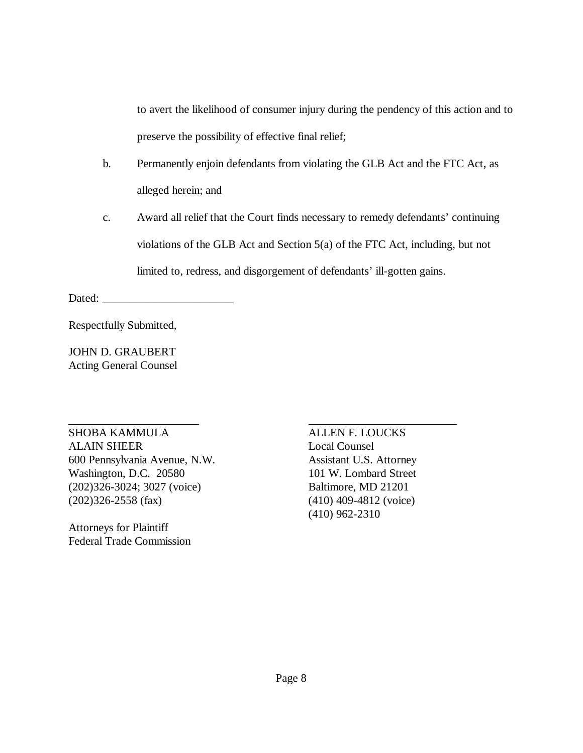to avert the likelihood of consumer injury during the pendency of this action and to preserve the possibility of effective final relief;

b. Permanently enjoin defendants from violating the GLB Act and the FTC Act, as alleged herein; and

c. Award all relief that the Court finds necessary to remedy defendants' continuing violations of the GLB Act and Section 5(a) of the FTC Act, including, but not limited to, redress, and disgorgement of defendants' ill-gotten gains.

Dated: _______________________

Respectfully Submitted,

JOHN D. GRAUBERT
Acting General Counsel

_______________________
SHOBA KAMMULA
ALAIN SHEER
600 Pennsylvania Avenue, N.W.
Washington, D.C. 20580
(202)326-3024; 3027 (voice)
(202)326-2558 (fax)

Attorneys for Plaintiff
Federal Trade Commission

_______________________
ALLEN F. LOUCKS
Local Counsel
Assistant U.S. Attorney
101 W. Lombard Street
Baltimore, MD 21201
(410) 409-4812 (voice)
(410) 962-2310